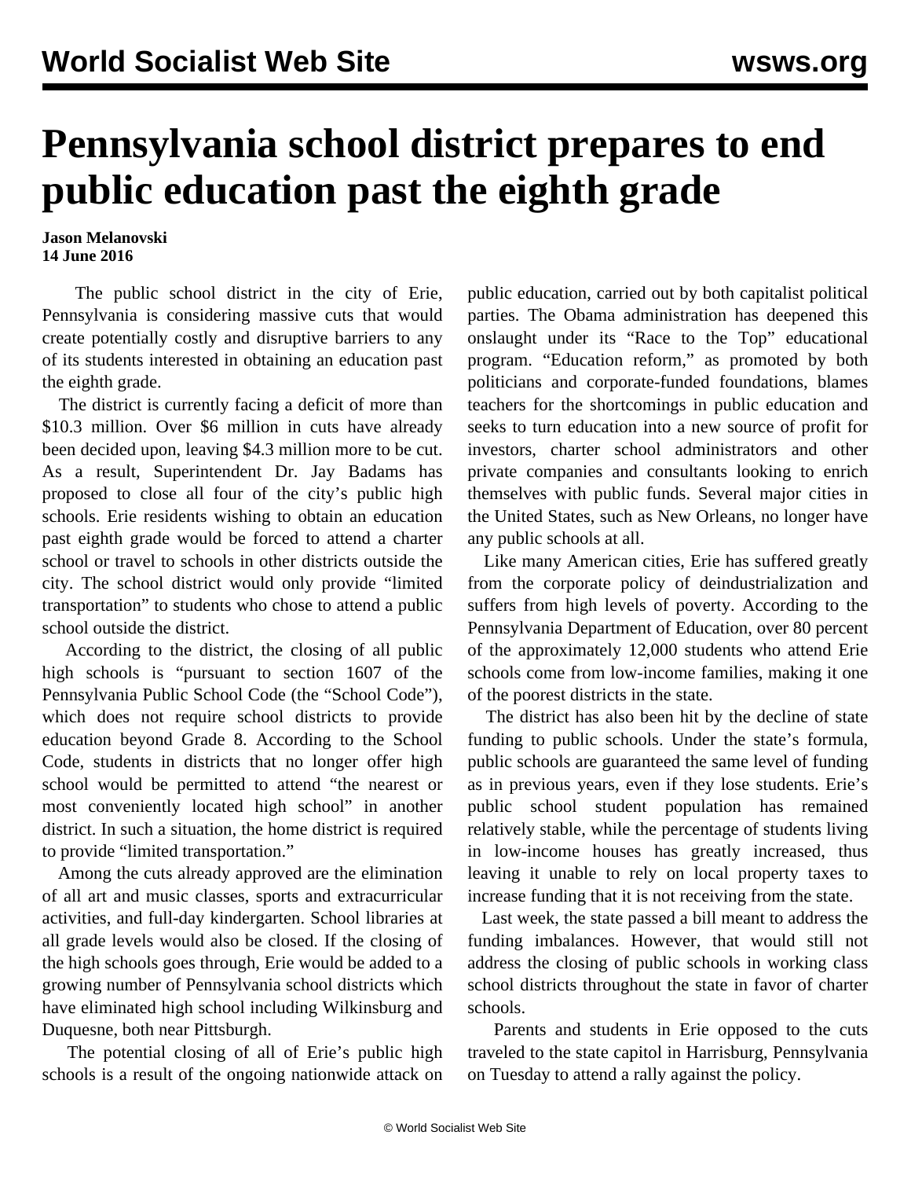# Pennsylvania school district prepares to end public education past the eighth grade

**Jason Melanovski**
**14 June 2016**

The public school district in the city of Erie, Pennsylvania is considering massive cuts that would create potentially costly and disruptive barriers to any of its students interested in obtaining an education past the eighth grade.

The district is currently facing a deficit of more than \$10.3 million. Over \$6 million in cuts have already been decided upon, leaving \$4.3 million more to be cut. As a result, Superintendent Dr. Jay Badams has proposed to close all four of the city's public high schools. Erie residents wishing to obtain an education past eighth grade would be forced to attend a charter school or travel to schools in other districts outside the city. The school district would only provide "limited transportation" to students who chose to attend a public school outside the district.

According to the district, the closing of all public high schools is "pursuant to section 1607 of the Pennsylvania Public School Code (the "School Code"), which does not require school districts to provide education beyond Grade 8. According to the School Code, students in districts that no longer offer high school would be permitted to attend "the nearest or most conveniently located high school" in another district. In such a situation, the home district is required to provide "limited transportation."

Among the cuts already approved are the elimination of all art and music classes, sports and extracurricular activities, and full-day kindergarten. School libraries at all grade levels would also be closed. If the closing of the high schools goes through, Erie would be added to a growing number of Pennsylvania school districts which have eliminated high school including Wilkinsburg and Duquesne, both near Pittsburgh.

The potential closing of all of Erie's public high schools is a result of the ongoing nationwide attack on public education, carried out by both capitalist political parties. The Obama administration has deepened this onslaught under its "Race to the Top" educational program. "Education reform," as promoted by both politicians and corporate-funded foundations, blames teachers for the shortcomings in public education and seeks to turn education into a new source of profit for investors, charter school administrators and other private companies and consultants looking to enrich themselves with public funds. Several major cities in the United States, such as New Orleans, no longer have any public schools at all.

Like many American cities, Erie has suffered greatly from the corporate policy of deindustrialization and suffers from high levels of poverty. According to the Pennsylvania Department of Education, over 80 percent of the approximately 12,000 students who attend Erie schools come from low-income families, making it one of the poorest districts in the state.

The district has also been hit by the decline of state funding to public schools. Under the state's formula, public schools are guaranteed the same level of funding as in previous years, even if they lose students. Erie's public school student population has remained relatively stable, while the percentage of students living in low-income houses has greatly increased, thus leaving it unable to rely on local property taxes to increase funding that it is not receiving from the state.

Last week, the state passed a bill meant to address the funding imbalances. However, that would still not address the closing of public schools in working class school districts throughout the state in favor of charter schools.

Parents and students in Erie opposed to the cuts traveled to the state capitol in Harrisburg, Pennsylvania on Tuesday to attend a rally against the policy.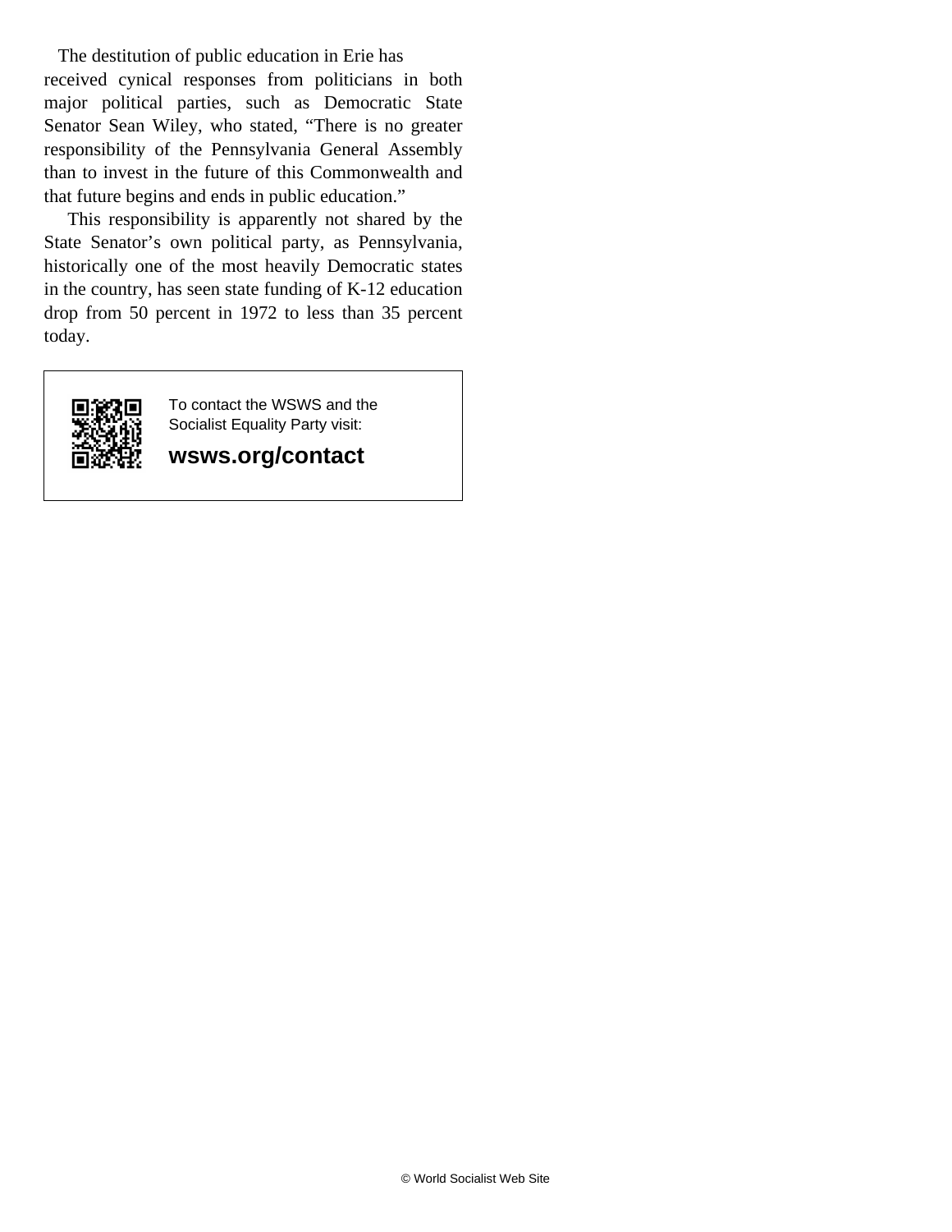The destitution of public education in Erie has received cynical responses from politicians in both major political parties, such as Democratic State Senator Sean Wiley, who stated, “There is no greater responsibility of the Pennsylvania General Assembly than to invest in the future of this Commonwealth and that future begins and ends in public education.”

This responsibility is apparently not shared by the State Senator’s own political party, as Pennsylvania, historically one of the most heavily Democratic states in the country, has seen state funding of K-12 education drop from 50 percent in 1972 to less than 35 percent today.

To contact the WSWS and the Socialist Equality Party visit:

**wsws.org/contact**

© World Socialist Web Site